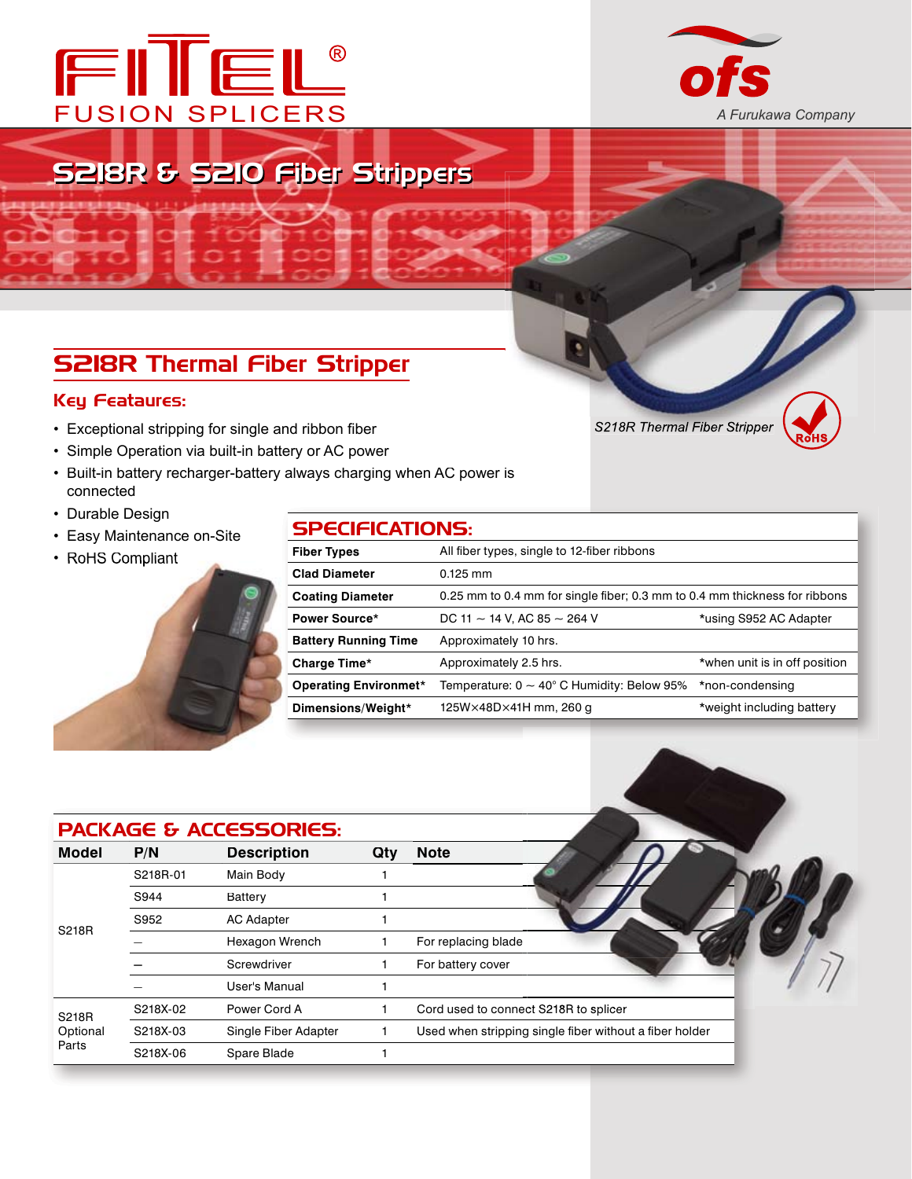FITEL®
FUSION SPLICERS

ofs
A Furukawa Company

# S218R & S210 Fiber Strippers

## S218R Thermal Fiber Stripper

*S218R Thermal Fiber Stripper*

RoHS

### Key Feataures:

- Exceptional stripping for single and ribbon fiber
- Simple Operation via built-in battery or AC power
- Built-in battery recharger-battery always charging when AC power is connected
- Durable Design
- Easy Maintenance on-Site
- RoHS Compliant

### SPECIFICATIONS:

| | | |
|---|---|---|
| **Fiber Types** | All fiber types, single to 12-fiber ribbons | |
| **Clad Diameter** | 0.125 mm | |
| **Coating Diameter** | 0.25 mm to 0.4 mm for single fiber; 0.3 mm to 0.4 mm thickness for ribbons | |
| **Power Source*** | DC 11 ~ 14 V, AC 85 ~ 264 V | *using S952 AC Adapter |
| **Battery Running Time** | Approximately 10 hrs. | |
| **Charge Time*** | Approximately 2.5 hrs. | *when unit is in off position |
| **Operating Environmet*** | Temperature: 0 ~ 40° C Humidity: Below 95% | *non-condensing |
| **Dimensions/Weight*** | 125W×48D×41H mm, 260 g | *weight including battery |

### PACKAGE & ACCESSORIES:

| Model | P/N | Description | Qty | Note |
|---|---|---|---|---|
| S218R | S218R-01 | Main Body | 1 | |
| | S944 | Battery | 1 | |
| | S952 | AC Adapter | 1 | |
| | – | Hexagon Wrench | 1 | For replacing blade |
| | – | Screwdriver | 1 | For battery cover |
| | – | User's Manual | 1 | |
| S218R Optional Parts | S218X-02 | Power Cord A | 1 | Cord used to connect S218R to splicer |
| | S218X-03 | Single Fiber Adapter | 1 | Used when stripping single fiber without a fiber holder |
| | S218X-06 | Spare Blade | 1 | |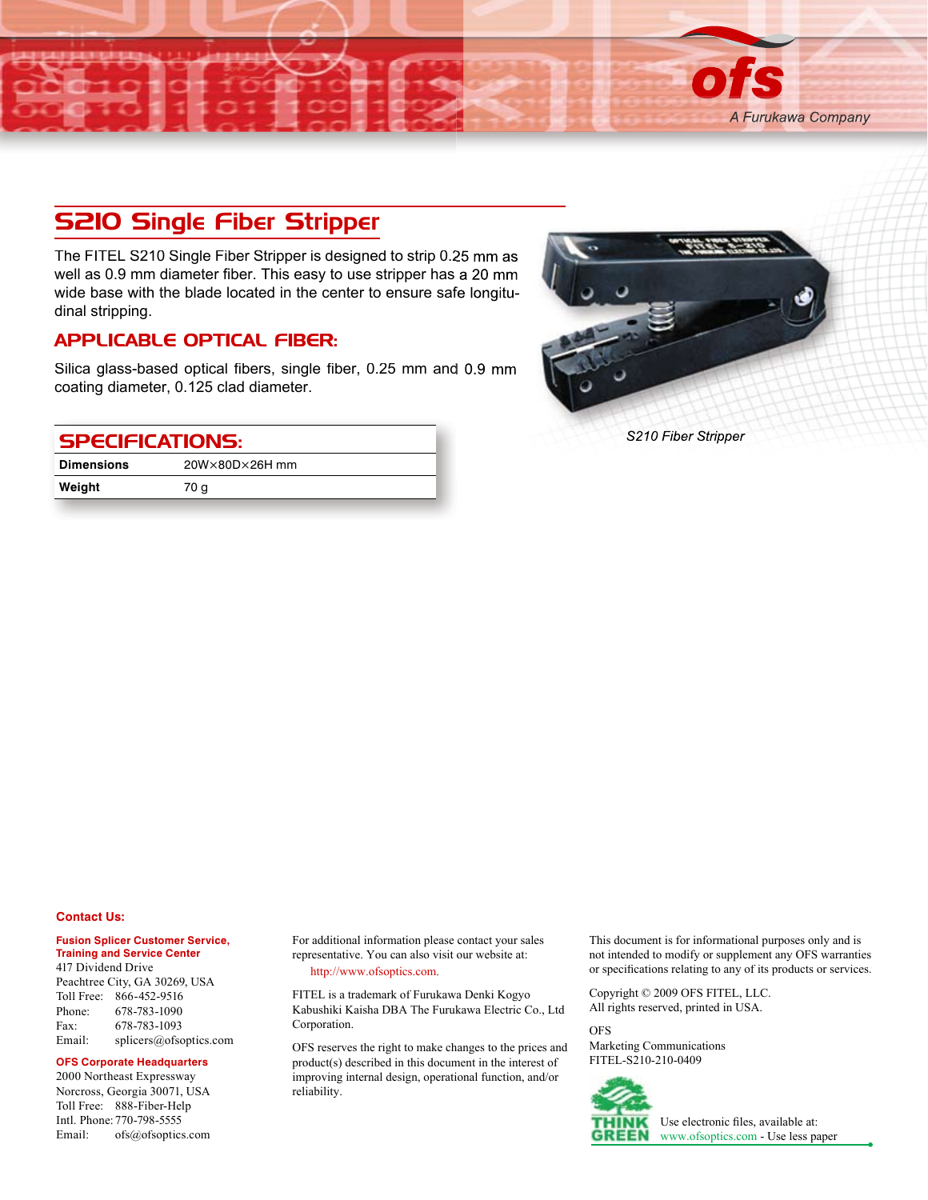## S210 Single Fiber Stripper

The FITEL S210 Single Fiber Stripper is designed to strip 0.25 mm as well as 0.9 mm diameter fiber. This easy to use stripper has a 20 mm wide base with the blade located in the center to ensure safe longitudinal stripping.

### APPLICABLE OPTICAL FIBER:

Silica glass-based optical fibers, single fiber, 0.25 mm and 0.9 mm coating diameter, 0.125 clad diameter.

*S210 Fiber Stripper*

### SPECIFICATIONS:

| | |
|---|---|
| **Dimensions** | 20W×80D×26H mm |
| **Weight** | 70 g |

**Contact Us:**

**Fusion Splicer Customer Service, Training and Service Center**
417 Dividend Drive
Peachtree City, GA 30269, USA
Toll Free: 866-452-9516
Phone: 678-783-1090
Fax: 678-783-1093
Email: splicers@ofsoptics.com

**OFS Corporate Headquarters**
2000 Northeast Expressway
Norcross, Georgia 30071, USA
Toll Free: 888-Fiber-Help
Intl. Phone: 770-798-5555
Email: ofs@ofsoptics.com

For additional information please contact your sales representative. You can also visit our website at:
http://www.ofsoptics.com.

FITEL is a trademark of Furukawa Denki Kogyo Kabushiki Kaisha DBA The Furukawa Electric Co., Ltd Corporation.

OFS reserves the right to make changes to the prices and product(s) described in this document in the interest of improving internal design, operational function, and/or reliability.

This document is for informational purposes only and is not intended to modify or supplement any OFS warranties or specifications relating to any of its products or services.

Copyright © 2009 OFS FITEL, LLC.
All rights reserved, printed in USA.

OFS
Marketing Communications
FITEL-S210-210-0409

THINK GREEN
Use electronic files, available at: www.ofsoptics.com - Use less paper